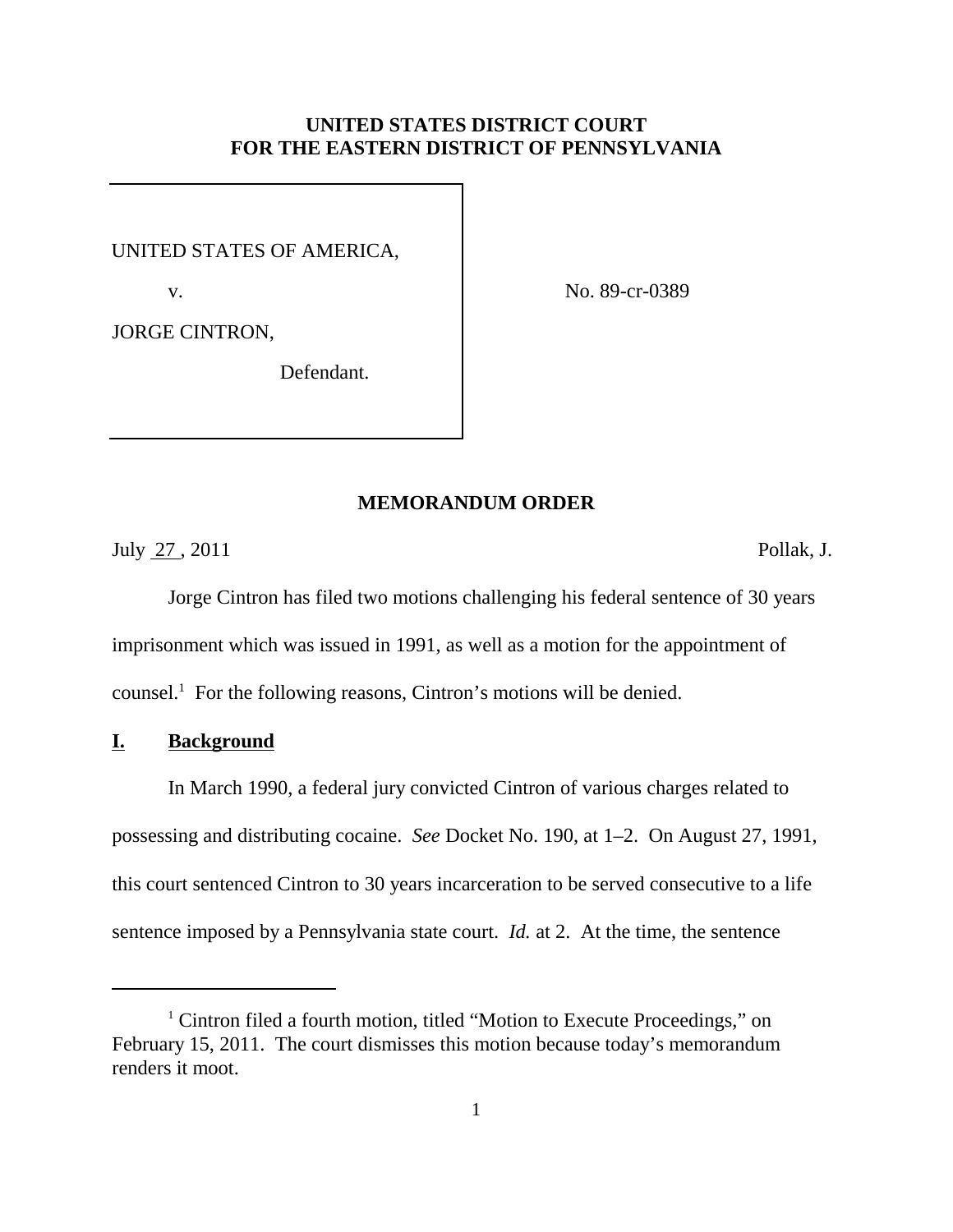**UNITED STATES DISTRICT COURT**
**FOR THE EASTERN DISTRICT OF PENNSYLVANIA**

UNITED STATES OF AMERICA,

v.

JORGE CINTRON,

Defendant.

No. 89-cr-0389

**MEMORANDUM ORDER**

July 27 , 2011 Pollak, J.

Jorge Cintron has filed two motions challenging his federal sentence of 30 years imprisonment which was issued in 1991, as well as a motion for the appointment of counsel.[1] For the following reasons, Cintron's motions will be denied.

## I. Background

In March 1990, a federal jury convicted Cintron of various charges related to possessing and distributing cocaine. *See* Docket No. 190, at 1–2. On August 27, 1991, this court sentenced Cintron to 30 years incarceration to be served consecutive to a life sentence imposed by a Pennsylvania state court. *Id.* at 2. At the time, the sentence

[1] Cintron filed a fourth motion, titled "Motion to Execute Proceedings," on February 15, 2011. The court dismisses this motion because today's memorandum renders it moot.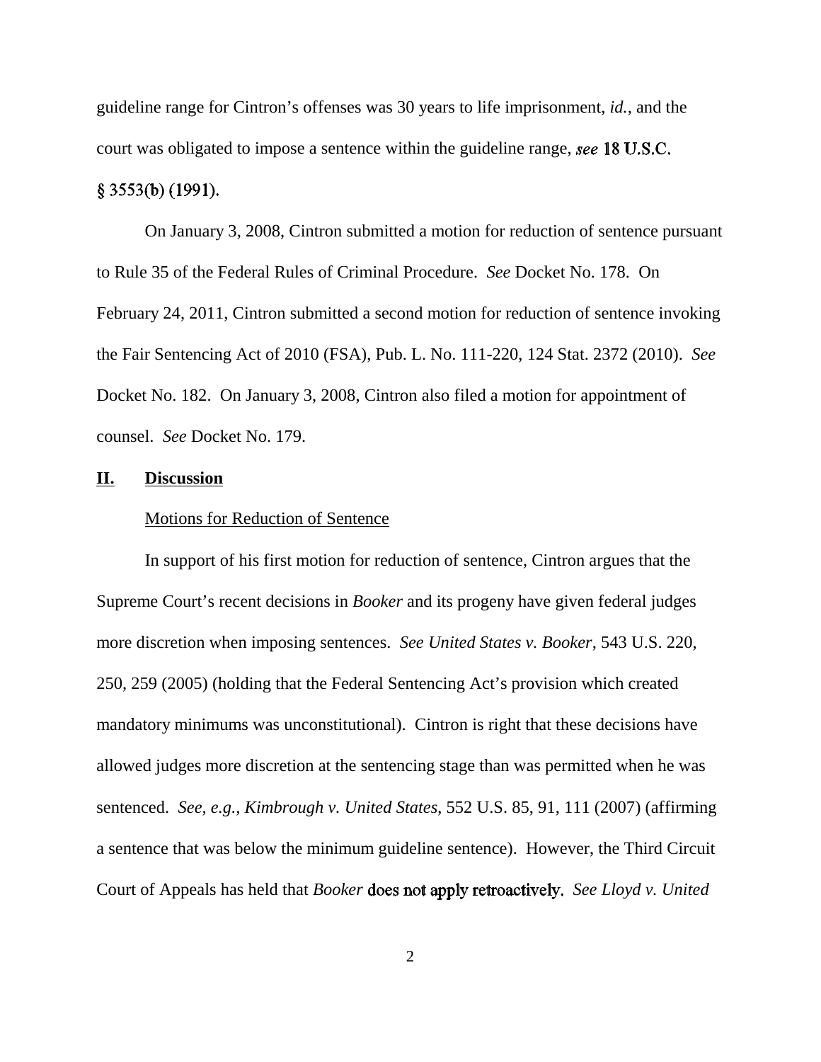guideline range for Cintron's offenses was 30 years to life imprisonment, *id.*, and the court was obligated to impose a sentence within the guideline range, *see* 18 U.S.C. § 3553(b) (1991).

On January 3, 2008, Cintron submitted a motion for reduction of sentence pursuant to Rule 35 of the Federal Rules of Criminal Procedure. *See* Docket No. 178. On February 24, 2011, Cintron submitted a second motion for reduction of sentence invoking the Fair Sentencing Act of 2010 (FSA), Pub. L. No. 111-220, 124 Stat. 2372 (2010). *See* Docket No. 182. On January 3, 2008, Cintron also filed a motion for appointment of counsel. *See* Docket No. 179.

## **II. Discussion**

Motions for Reduction of Sentence

In support of his first motion for reduction of sentence, Cintron argues that the Supreme Court's recent decisions in *Booker* and its progeny have given federal judges more discretion when imposing sentences. *See United States v. Booker*, 543 U.S. 220, 250, 259 (2005) (holding that the Federal Sentencing Act's provision which created mandatory minimums was unconstitutional). Cintron is right that these decisions have allowed judges more discretion at the sentencing stage than was permitted when he was sentenced. *See, e.g.*, *Kimbrough v. United States*, 552 U.S. 85, 91, 111 (2007) (affirming a sentence that was below the minimum guideline sentence). However, the Third Circuit Court of Appeals has held that *Booker* does not apply retroactively. *See Lloyd v. United*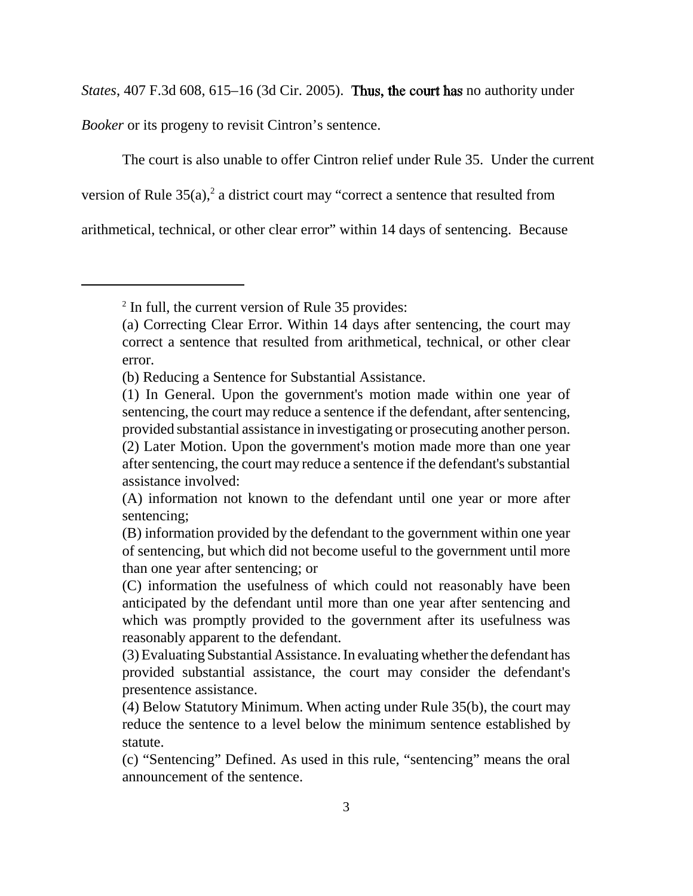*States*, 407 F.3d 608, 615–16 (3d Cir. 2005). Thus, the court has no authority under *Booker* or its progeny to revisit Cintron's sentence.

The court is also unable to offer Cintron relief under Rule 35. Under the current version of Rule 35(a),[2] a district court may "correct a sentence that resulted from arithmetical, technical, or other clear error" within 14 days of sentencing. Because

---

[2] In full, the current version of Rule 35 provides:

(a) Correcting Clear Error. Within 14 days after sentencing, the court may correct a sentence that resulted from arithmetical, technical, or other clear error.

(b) Reducing a Sentence for Substantial Assistance.

(1) In General. Upon the government's motion made within one year of sentencing, the court may reduce a sentence if the defendant, after sentencing, provided substantial assistance in investigating or prosecuting another person.

(2) Later Motion. Upon the government's motion made more than one year after sentencing, the court may reduce a sentence if the defendant's substantial assistance involved:

(A) information not known to the defendant until one year or more after sentencing;

(B) information provided by the defendant to the government within one year of sentencing, but which did not become useful to the government until more than one year after sentencing; or

(C) information the usefulness of which could not reasonably have been anticipated by the defendant until more than one year after sentencing and which was promptly provided to the government after its usefulness was reasonably apparent to the defendant.

(3) Evaluating Substantial Assistance. In evaluating whether the defendant has provided substantial assistance, the court may consider the defendant's presentence assistance.

(4) Below Statutory Minimum. When acting under Rule 35(b), the court may reduce the sentence to a level below the minimum sentence established by statute.

(c) "Sentencing" Defined. As used in this rule, "sentencing" means the oral announcement of the sentence.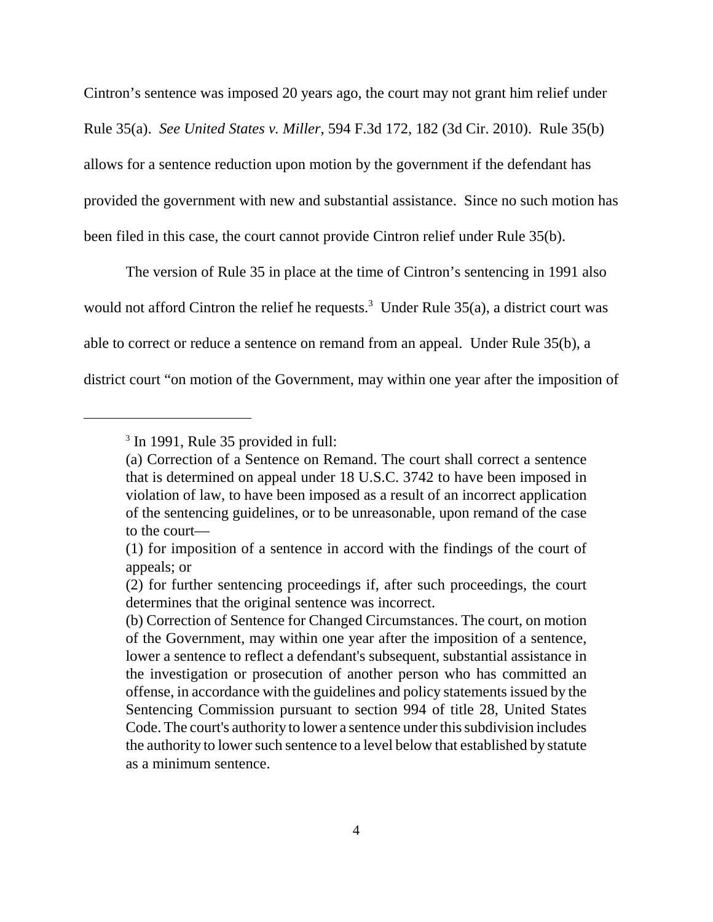Cintron's sentence was imposed 20 years ago, the court may not grant him relief under Rule 35(a). *See United States v. Miller*, 594 F.3d 172, 182 (3d Cir. 2010). Rule 35(b) allows for a sentence reduction upon motion by the government if the defendant has provided the government with new and substantial assistance. Since no such motion has been filed in this case, the court cannot provide Cintron relief under Rule 35(b).

The version of Rule 35 in place at the time of Cintron's sentencing in 1991 also would not afford Cintron the relief he requests.[3] Under Rule 35(a), a district court was able to correct or reduce a sentence on remand from an appeal. Under Rule 35(b), a district court "on motion of the Government, may within one year after the imposition of

---

[3] In 1991, Rule 35 provided in full:

(a) Correction of a Sentence on Remand. The court shall correct a sentence that is determined on appeal under 18 U.S.C. 3742 to have been imposed in violation of law, to have been imposed as a result of an incorrect application of the sentencing guidelines, or to be unreasonable, upon remand of the case to the court—

(1) for imposition of a sentence in accord with the findings of the court of appeals; or

(2) for further sentencing proceedings if, after such proceedings, the court determines that the original sentence was incorrect.

(b) Correction of Sentence for Changed Circumstances. The court, on motion of the Government, may within one year after the imposition of a sentence, lower a sentence to reflect a defendant's subsequent, substantial assistance in the investigation or prosecution of another person who has committed an offense, in accordance with the guidelines and policy statements issued by the Sentencing Commission pursuant to section 994 of title 28, United States Code. The court's authority to lower a sentence under this subdivision includes the authority to lower such sentence to a level below that established by statute as a minimum sentence.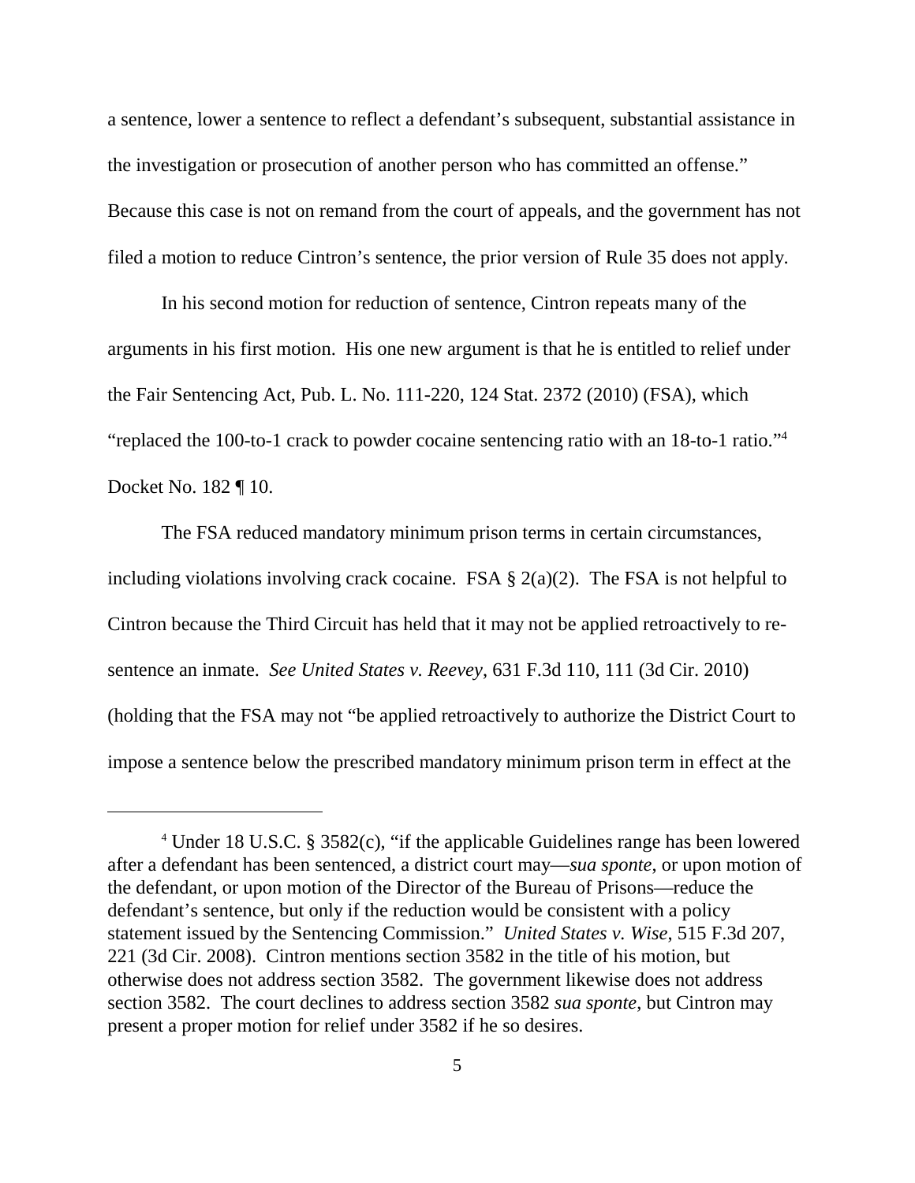a sentence, lower a sentence to reflect a defendant's subsequent, substantial assistance in the investigation or prosecution of another person who has committed an offense." Because this case is not on remand from the court of appeals, and the government has not filed a motion to reduce Cintron's sentence, the prior version of Rule 35 does not apply.

In his second motion for reduction of sentence, Cintron repeats many of the arguments in his first motion. His one new argument is that he is entitled to relief under the Fair Sentencing Act, Pub. L. No. 111-220, 124 Stat. 2372 (2010) (FSA), which "replaced the 100-to-1 crack to powder cocaine sentencing ratio with an 18-to-1 ratio."[4] Docket No. 182 ¶ 10.

The FSA reduced mandatory minimum prison terms in certain circumstances, including violations involving crack cocaine. FSA § 2(a)(2). The FSA is not helpful to Cintron because the Third Circuit has held that it may not be applied retroactively to re-sentence an inmate. *See United States v. Reevey*, 631 F.3d 110, 111 (3d Cir. 2010) (holding that the FSA may not "be applied retroactively to authorize the District Court to impose a sentence below the prescribed mandatory minimum prison term in effect at the

---

[4] Under 18 U.S.C. § 3582(c), "if the applicable Guidelines range has been lowered after a defendant has been sentenced, a district court may—*sua sponte*, or upon motion of the defendant, or upon motion of the Director of the Bureau of Prisons—reduce the defendant's sentence, but only if the reduction would be consistent with a policy statement issued by the Sentencing Commission." *United States v. Wise*, 515 F.3d 207, 221 (3d Cir. 2008). Cintron mentions section 3582 in the title of his motion, but otherwise does not address section 3582. The government likewise does not address section 3582. The court declines to address section 3582 *sua sponte*, but Cintron may present a proper motion for relief under 3582 if he so desires.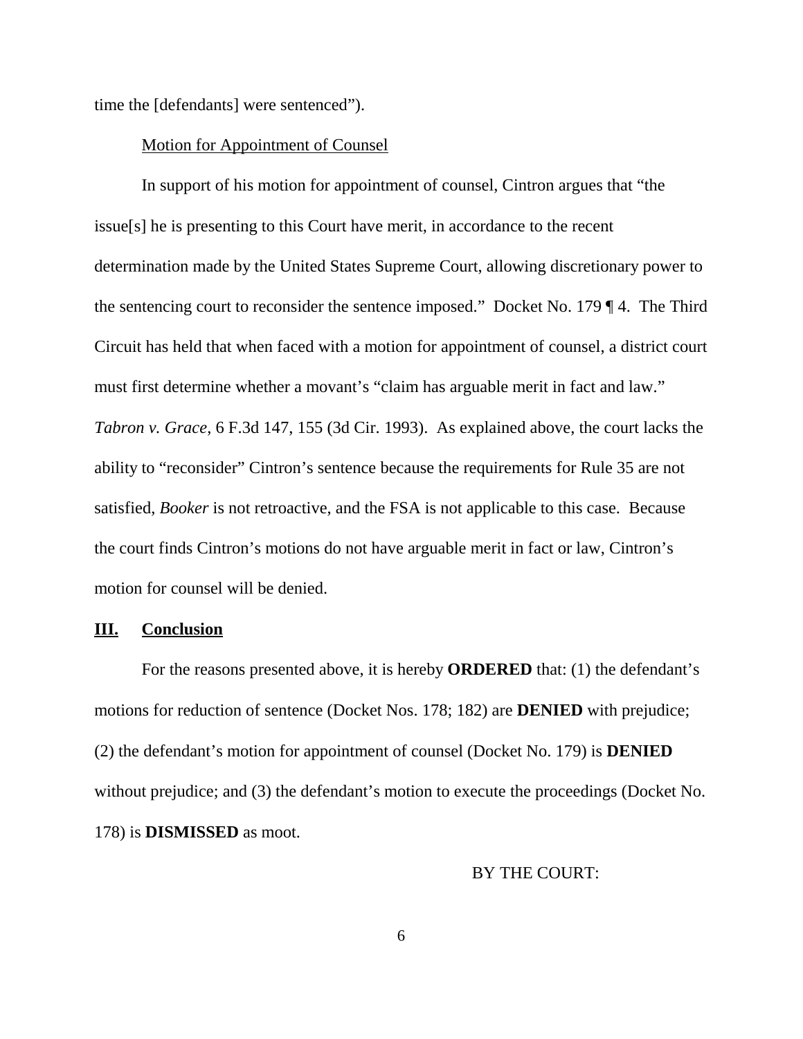time the [defendants] were sentenced").

Motion for Appointment of Counsel

In support of his motion for appointment of counsel, Cintron argues that "the issue[s] he is presenting to this Court have merit, in accordance to the recent determination made by the United States Supreme Court, allowing discretionary power to the sentencing court to reconsider the sentence imposed." Docket No. 179 ¶ 4. The Third Circuit has held that when faced with a motion for appointment of counsel, a district court must first determine whether a movant's "claim has arguable merit in fact and law." *Tabron v. Grace*, 6 F.3d 147, 155 (3d Cir. 1993). As explained above, the court lacks the ability to "reconsider" Cintron's sentence because the requirements for Rule 35 are not satisfied, *Booker* is not retroactive, and the FSA is not applicable to this case. Because the court finds Cintron's motions do not have arguable merit in fact or law, Cintron's motion for counsel will be denied.

## III. Conclusion

For the reasons presented above, it is hereby **ORDERED** that: (1) the defendant's motions for reduction of sentence (Docket Nos. 178; 182) are **DENIED** with prejudice; (2) the defendant's motion for appointment of counsel (Docket No. 179) is **DENIED** without prejudice; and (3) the defendant's motion to execute the proceedings (Docket No. 178) is **DISMISSED** as moot.

BY THE COURT: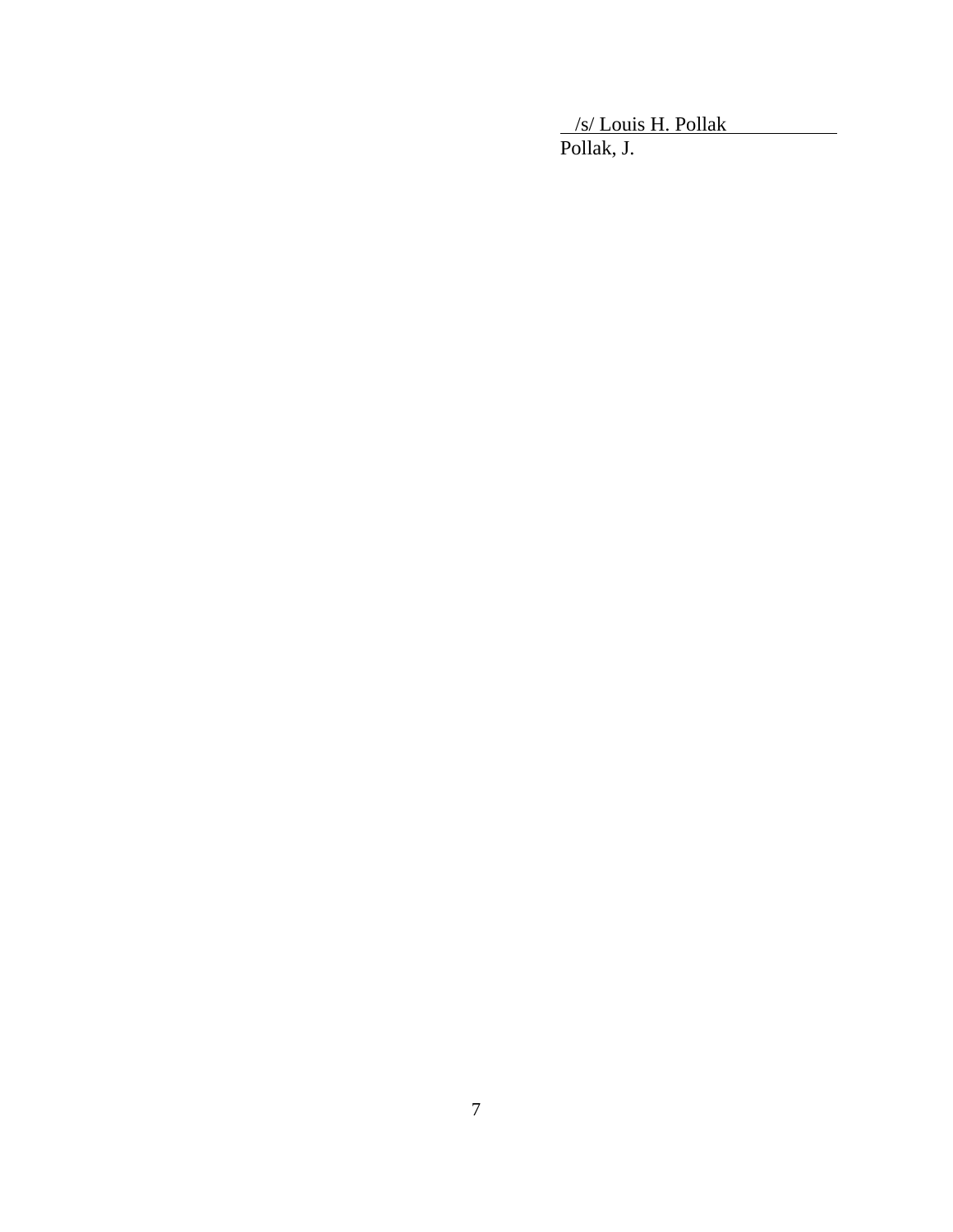/s/ Louis H. Pollak

Pollak, J.